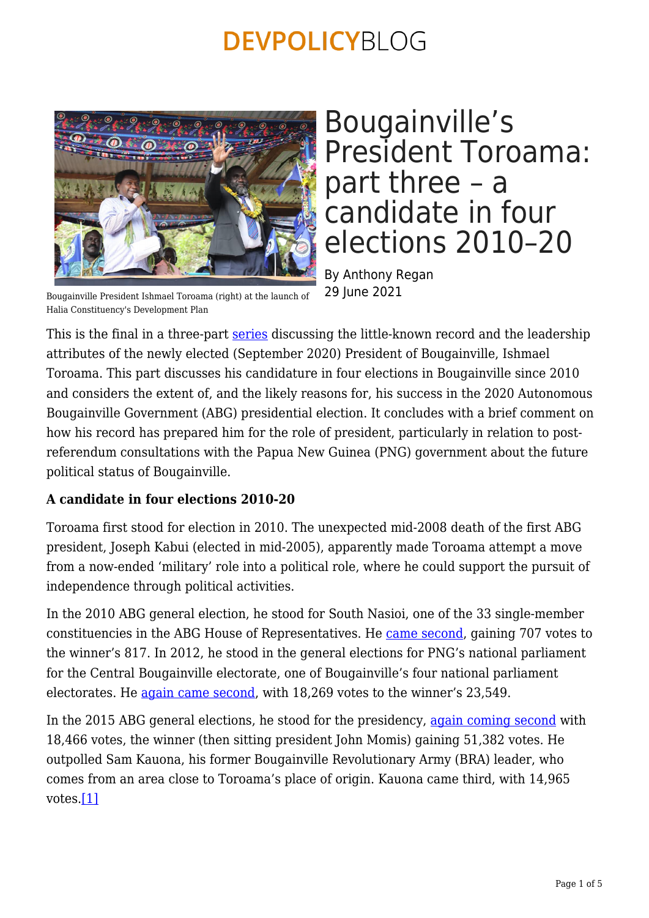# Bougainville's President Toroama: part three – a candidate in four elections 2010–20

By Anthony Regan
29 June 2021

Bougainville President Ishmael Toroama (right) at the launch of Halia Constituency's Development Plan

This is the final in a three-part series discussing the little-known record and the leadership attributes of the newly elected (September 2020) President of Bougainville, Ishmael Toroama. This part discusses his candidature in four elections in Bougainville since 2010 and considers the extent of, and the likely reasons for, his success in the 2020 Autonomous Bougainville Government (ABG) presidential election. It concludes with a brief comment on how his record has prepared him for the role of president, particularly in relation to post-referendum consultations with the Papua New Guinea (PNG) government about the future political status of Bougainville.

**A candidate in four elections 2010-20**

Toroama first stood for election in 2010. The unexpected mid-2008 death of the first ABG president, Joseph Kabui (elected in mid-2005), apparently made Toroama attempt a move from a now-ended 'military' role into a political role, where he could support the pursuit of independence through political activities.

In the 2010 ABG general election, he stood for South Nasioi, one of the 33 single-member constituencies in the ABG House of Representatives. He came second, gaining 707 votes to the winner's 817. In 2012, he stood in the general elections for PNG's national parliament for the Central Bougainville electorate, one of Bougainville's four national parliament electorates. He again came second, with 18,269 votes to the winner's 23,549.

In the 2015 ABG general elections, he stood for the presidency, again coming second with 18,466 votes, the winner (then sitting president John Momis) gaining 51,382 votes. He outpolled Sam Kauona, his former Bougainville Revolutionary Army (BRA) leader, who comes from an area close to Toroama's place of origin. Kauona came third, with 14,965 votes.[1]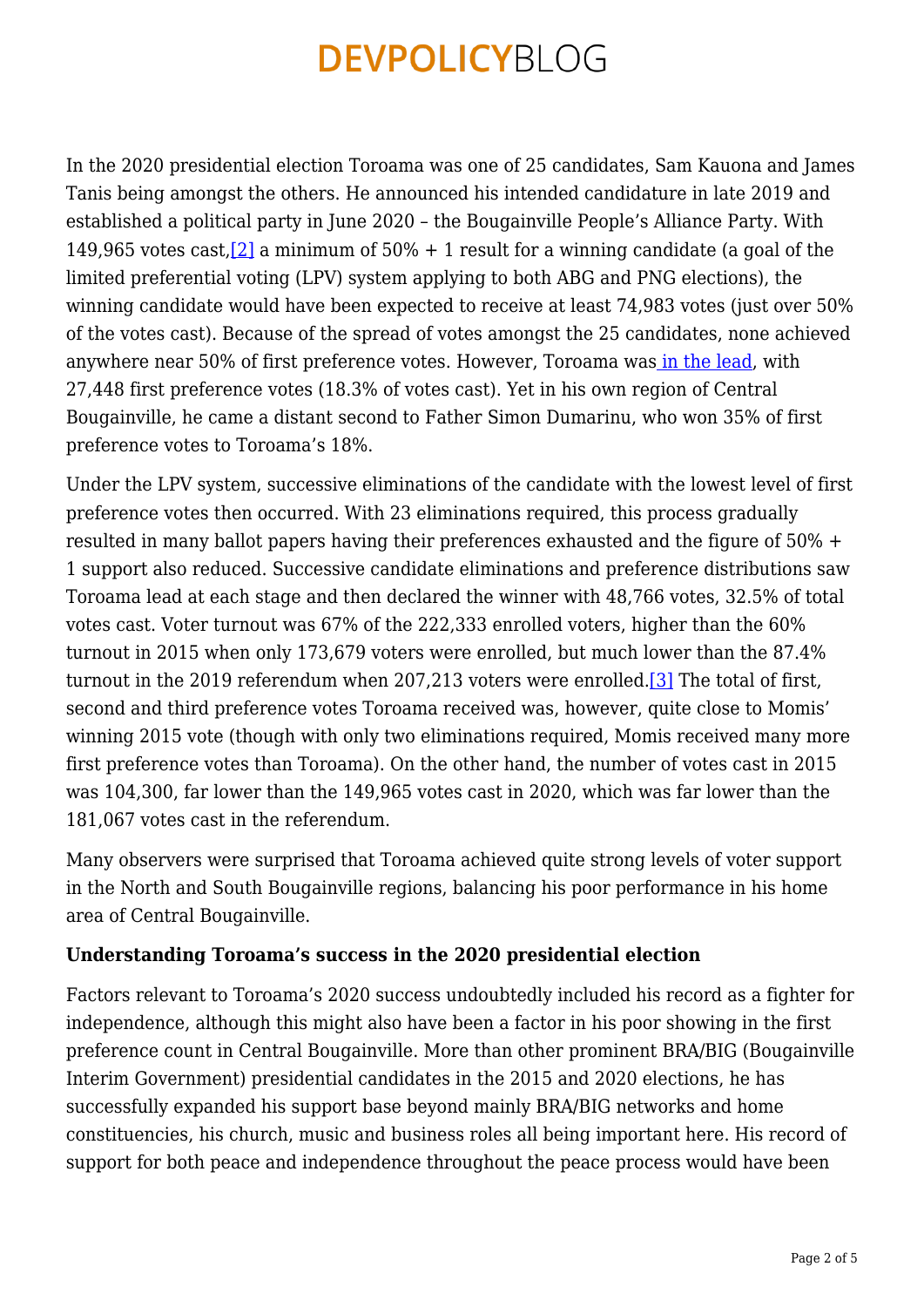In the 2020 presidential election Toroama was one of 25 candidates, Sam Kauona and James Tanis being amongst the others. He announced his intended candidature in late 2019 and established a political party in June 2020 – the Bougainville People's Alliance Party. With 149,965 votes cast,[2] a minimum of 50% + 1 result for a winning candidate (a goal of the limited preferential voting (LPV) system applying to both ABG and PNG elections), the winning candidate would have been expected to receive at least 74,983 votes (just over 50% of the votes cast). Because of the spread of votes amongst the 25 candidates, none achieved anywhere near 50% of first preference votes. However, Toroama was in the lead, with 27,448 first preference votes (18.3% of votes cast). Yet in his own region of Central Bougainville, he came a distant second to Father Simon Dumarinu, who won 35% of first preference votes to Toroama's 18%.

Under the LPV system, successive eliminations of the candidate with the lowest level of first preference votes then occurred. With 23 eliminations required, this process gradually resulted in many ballot papers having their preferences exhausted and the figure of 50% + 1 support also reduced. Successive candidate eliminations and preference distributions saw Toroama lead at each stage and then declared the winner with 48,766 votes, 32.5% of total votes cast. Voter turnout was 67% of the 222,333 enrolled voters, higher than the 60% turnout in 2015 when only 173,679 voters were enrolled, but much lower than the 87.4% turnout in the 2019 referendum when 207,213 voters were enrolled.[3] The total of first, second and third preference votes Toroama received was, however, quite close to Momis' winning 2015 vote (though with only two eliminations required, Momis received many more first preference votes than Toroama). On the other hand, the number of votes cast in 2015 was 104,300, far lower than the 149,965 votes cast in 2020, which was far lower than the 181,067 votes cast in the referendum.

Many observers were surprised that Toroama achieved quite strong levels of voter support in the North and South Bougainville regions, balancing his poor performance in his home area of Central Bougainville.

**Understanding Toroama's success in the 2020 presidential election**

Factors relevant to Toroama's 2020 success undoubtedly included his record as a fighter for independence, although this might also have been a factor in his poor showing in the first preference count in Central Bougainville. More than other prominent BRA/BIG (Bougainville Interim Government) presidential candidates in the 2015 and 2020 elections, he has successfully expanded his support base beyond mainly BRA/BIG networks and home constituencies, his church, music and business roles all being important here. His record of support for both peace and independence throughout the peace process would have been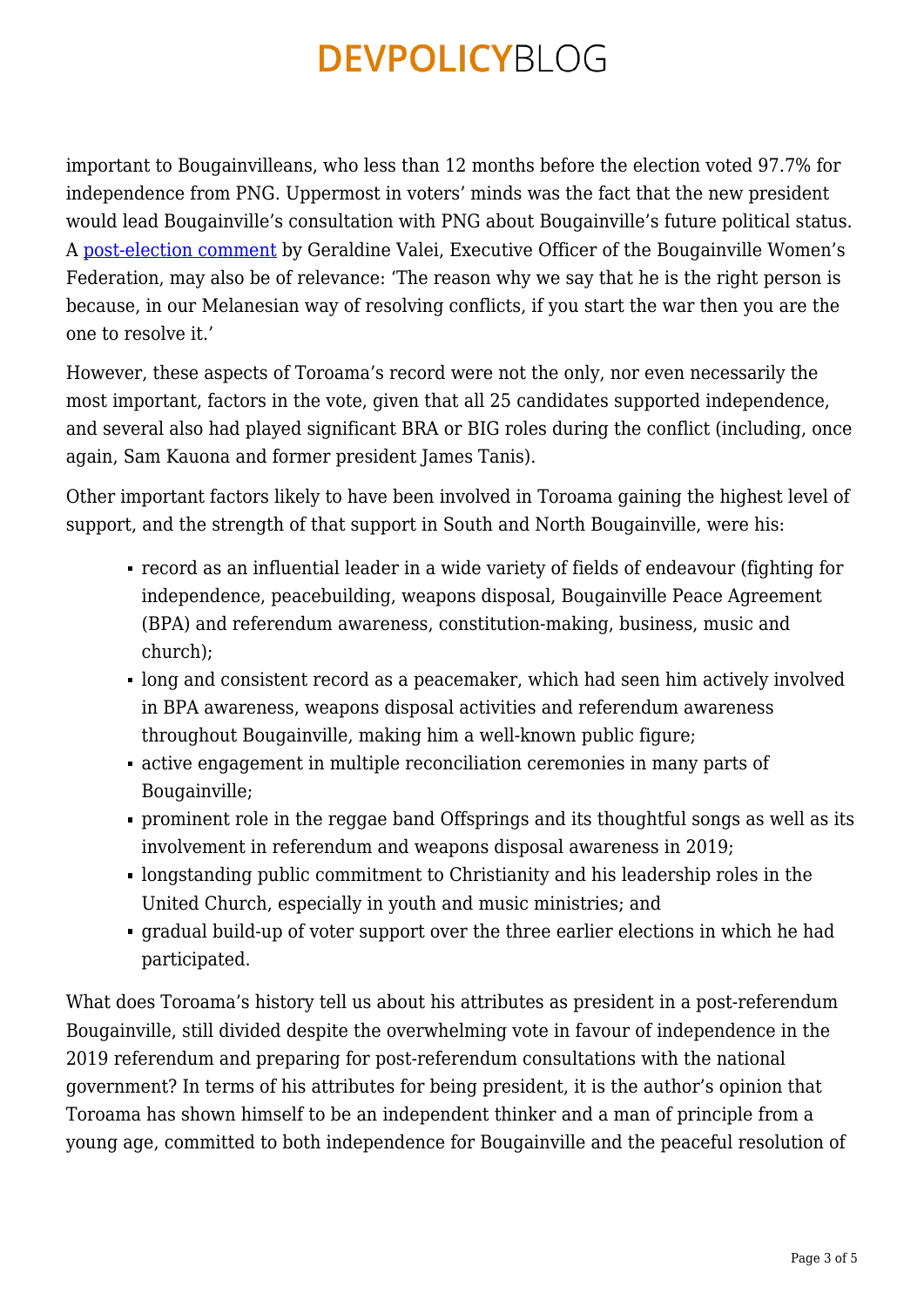important to Bougainvilleans, who less than 12 months before the election voted 97.7% for independence from PNG. Uppermost in voters' minds was the fact that the new president would lead Bougainville's consultation with PNG about Bougainville's future political status. A [post-election comment](#) by Geraldine Valei, Executive Officer of the Bougainville Women's Federation, may also be of relevance: 'The reason why we say that he is the right person is because, in our Melanesian way of resolving conflicts, if you start the war then you are the one to resolve it.'

However, these aspects of Toroama's record were not the only, nor even necessarily the most important, factors in the vote, given that all 25 candidates supported independence, and several also had played significant BRA or BIG roles during the conflict (including, once again, Sam Kauona and former president James Tanis).

Other important factors likely to have been involved in Toroama gaining the highest level of support, and the strength of that support in South and North Bougainville, were his:

- record as an influential leader in a wide variety of fields of endeavour (fighting for independence, peacebuilding, weapons disposal, Bougainville Peace Agreement (BPA) and referendum awareness, constitution-making, business, music and church);
- long and consistent record as a peacemaker, which had seen him actively involved in BPA awareness, weapons disposal activities and referendum awareness throughout Bougainville, making him a well-known public figure;
- active engagement in multiple reconciliation ceremonies in many parts of Bougainville;
- prominent role in the reggae band Offsprings and its thoughtful songs as well as its involvement in referendum and weapons disposal awareness in 2019;
- longstanding public commitment to Christianity and his leadership roles in the United Church, especially in youth and music ministries; and
- gradual build-up of voter support over the three earlier elections in which he had participated.

What does Toroama's history tell us about his attributes as president in a post-referendum Bougainville, still divided despite the overwhelming vote in favour of independence in the 2019 referendum and preparing for post-referendum consultations with the national government? In terms of his attributes for being president, it is the author's opinion that Toroama has shown himself to be an independent thinker and a man of principle from a young age, committed to both independence for Bougainville and the peaceful resolution of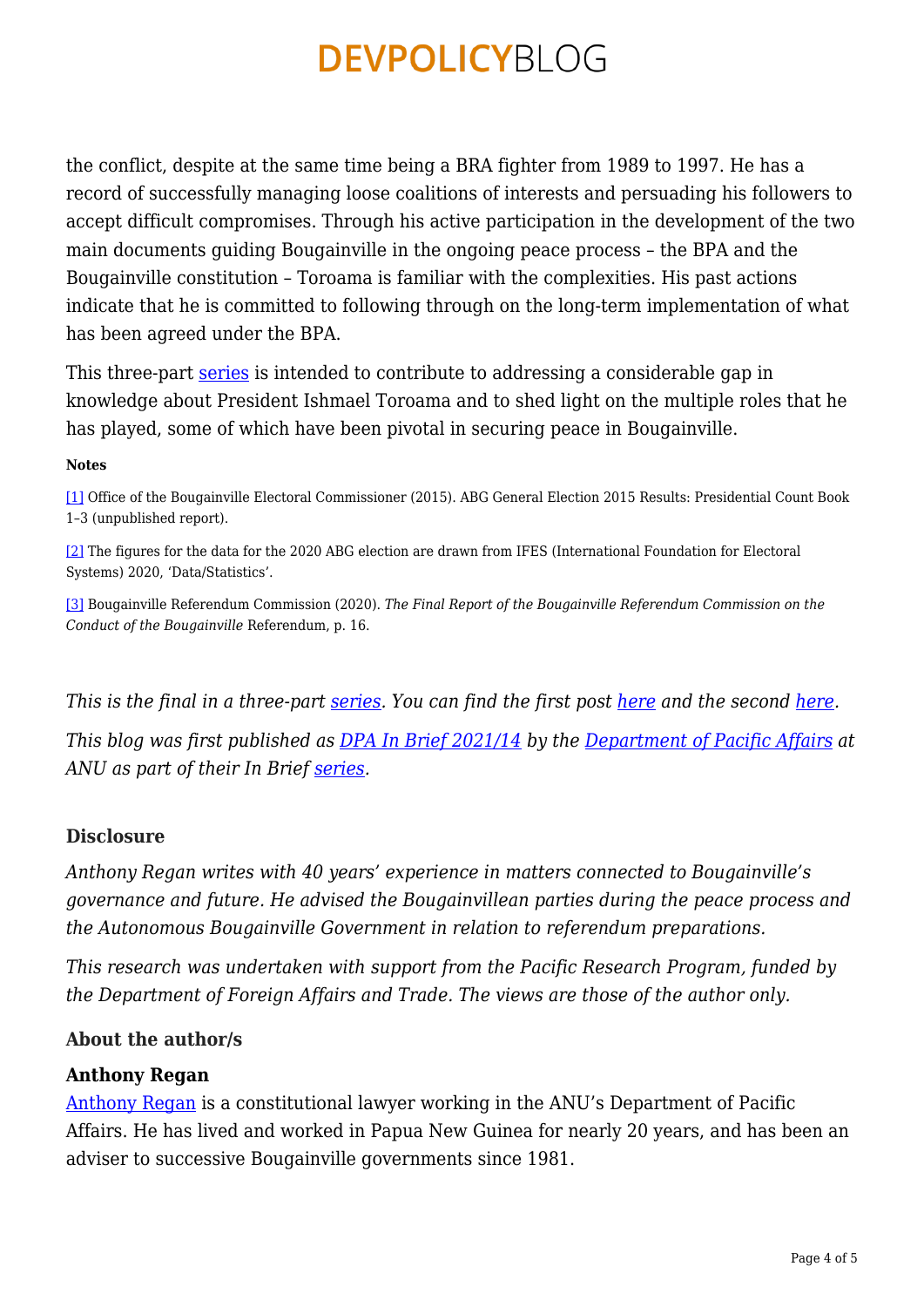the conflict, despite at the same time being a BRA fighter from 1989 to 1997. He has a record of successfully managing loose coalitions of interests and persuading his followers to accept difficult compromises. Through his active participation in the development of the two main documents guiding Bougainville in the ongoing peace process – the BPA and the Bougainville constitution – Toroama is familiar with the complexities. His past actions indicate that he is committed to following through on the long-term implementation of what has been agreed under the BPA.

This three-part series is intended to contribute to addressing a considerable gap in knowledge about President Ishmael Toroama and to shed light on the multiple roles that he has played, some of which have been pivotal in securing peace in Bougainville.

**Notes**

[1] Office of the Bougainville Electoral Commissioner (2015). ABG General Election 2015 Results: Presidential Count Book 1–3 (unpublished report).

[2] The figures for the data for the 2020 ABG election are drawn from IFES (International Foundation for Electoral Systems) 2020, 'Data/Statistics'.

[3] Bougainville Referendum Commission (2020). *The Final Report of the Bougainville Referendum Commission on the Conduct of the Bougainville* Referendum, p. 16.

*This is the final in a three-part series. You can find the first post here and the second here.*

*This blog was first published as DPA In Brief 2021/14 by the Department of Pacific Affairs at ANU as part of their In Brief series.*

### Disclosure

*Anthony Regan writes with 40 years' experience in matters connected to Bougainville's governance and future. He advised the Bougainvillean parties during the peace process and the Autonomous Bougainville Government in relation to referendum preparations.*

*This research was undertaken with support from the Pacific Research Program, funded by the Department of Foreign Affairs and Trade. The views are those of the author only.*

### About the author/s

#### Anthony Regan

Anthony Regan is a constitutional lawyer working in the ANU's Department of Pacific Affairs. He has lived and worked in Papua New Guinea for nearly 20 years, and has been an adviser to successive Bougainville governments since 1981.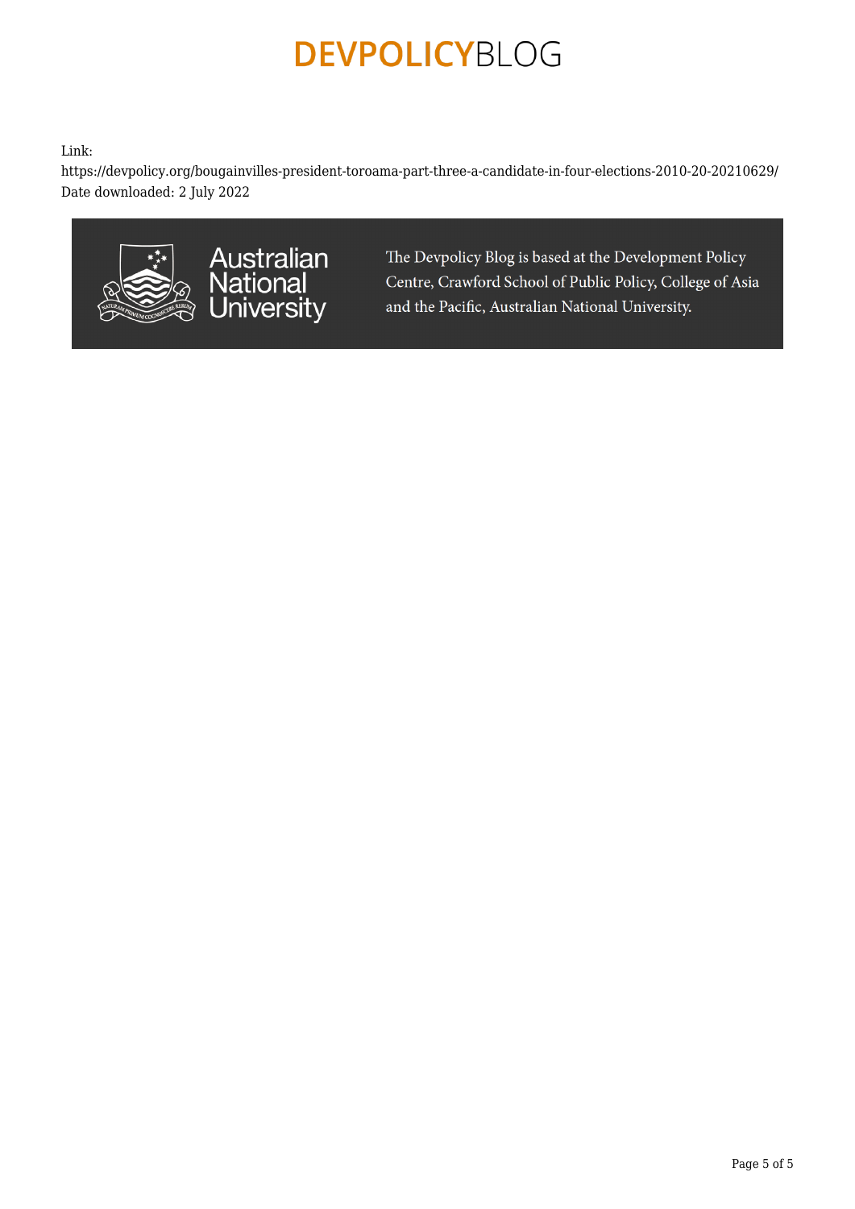Link:
https://devpolicy.org/bougainvilles-president-toroama-part-three-a-candidate-in-four-elections-2010-20-20210629/
Date downloaded: 2 July 2022

Australian National University

The Devpolicy Blog is based at the Development Policy Centre, Crawford School of Public Policy, College of Asia and the Pacific, Australian National University.